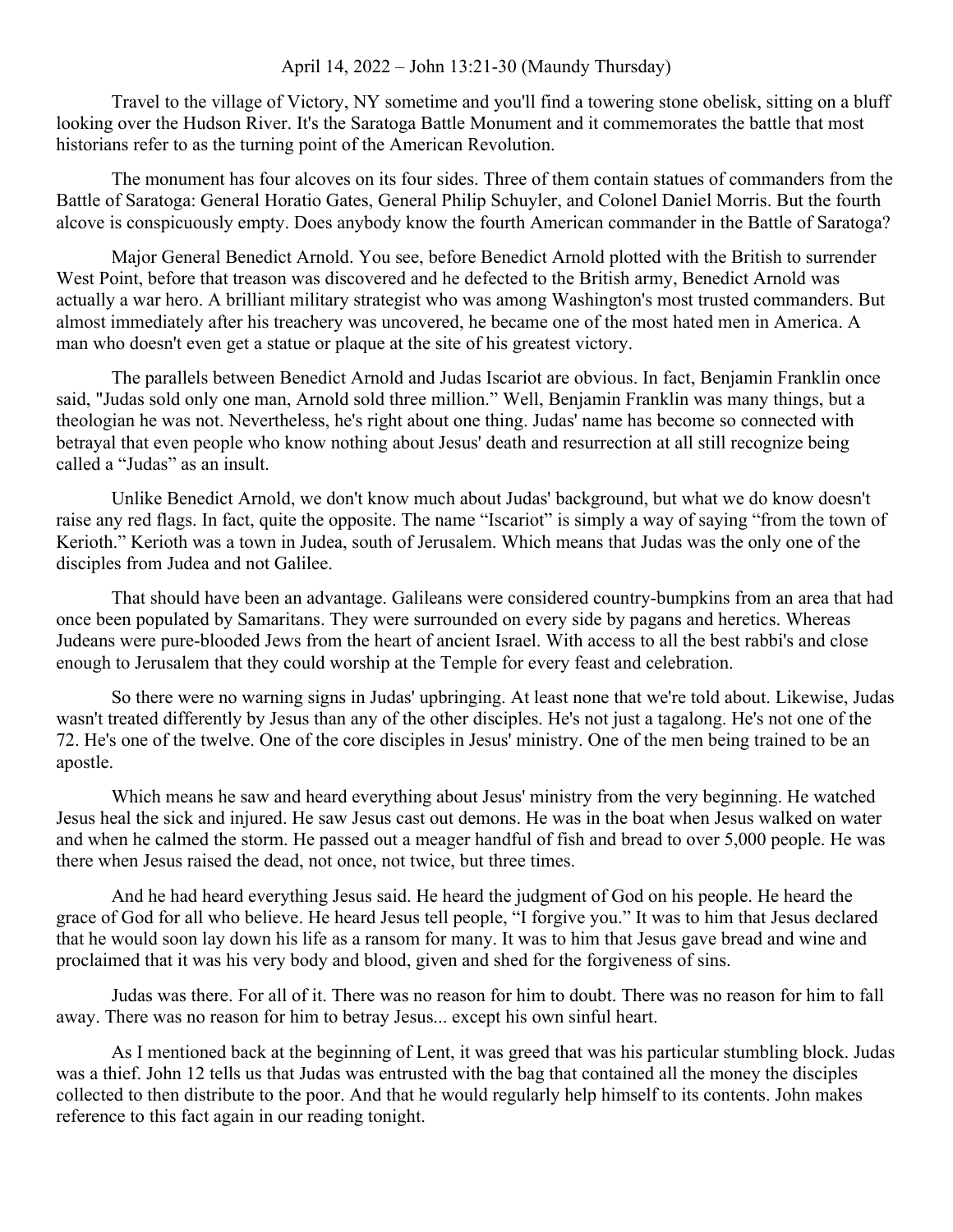April 14, 2022 – John 13:21-30 (Maundy Thursday)

Travel to the village of Victory, NY sometime and you'll find a towering stone obelisk, sitting on a bluff looking over the Hudson River. It's the Saratoga Battle Monument and it commemorates the battle that most historians refer to as the turning point of the American Revolution.

The monument has four alcoves on its four sides. Three of them contain statues of commanders from the Battle of Saratoga: General Horatio Gates, General Philip Schuyler, and Colonel Daniel Morris. But the fourth alcove is conspicuously empty. Does anybody know the fourth American commander in the Battle of Saratoga?

Major General Benedict Arnold. You see, before Benedict Arnold plotted with the British to surrender West Point, before that treason was discovered and he defected to the British army, Benedict Arnold was actually a war hero. A brilliant military strategist who was among Washington's most trusted commanders. But almost immediately after his treachery was uncovered, he became one of the most hated men in America. A man who doesn't even get a statue or plaque at the site of his greatest victory.

The parallels between Benedict Arnold and Judas Iscariot are obvious. In fact, Benjamin Franklin once said, "Judas sold only one man, Arnold sold three million." Well, Benjamin Franklin was many things, but a theologian he was not. Nevertheless, he's right about one thing. Judas' name has become so connected with betrayal that even people who know nothing about Jesus' death and resurrection at all still recognize being called a "Judas" as an insult.

Unlike Benedict Arnold, we don't know much about Judas' background, but what we do know doesn't raise any red flags. In fact, quite the opposite. The name "Iscariot" is simply a way of saying "from the town of Kerioth." Kerioth was a town in Judea, south of Jerusalem. Which means that Judas was the only one of the disciples from Judea and not Galilee.

That should have been an advantage. Galileans were considered country-bumpkins from an area that had once been populated by Samaritans. They were surrounded on every side by pagans and heretics. Whereas Judeans were pure-blooded Jews from the heart of ancient Israel. With access to all the best rabbi's and close enough to Jerusalem that they could worship at the Temple for every feast and celebration.

So there were no warning signs in Judas' upbringing. At least none that we're told about. Likewise, Judas wasn't treated differently by Jesus than any of the other disciples. He's not just a tagalong. He's not one of the 72. He's one of the twelve. One of the core disciples in Jesus' ministry. One of the men being trained to be an apostle.

Which means he saw and heard everything about Jesus' ministry from the very beginning. He watched Jesus heal the sick and injured. He saw Jesus cast out demons. He was in the boat when Jesus walked on water and when he calmed the storm. He passed out a meager handful of fish and bread to over 5,000 people. He was there when Jesus raised the dead, not once, not twice, but three times.

And he had heard everything Jesus said. He heard the judgment of God on his people. He heard the grace of God for all who believe. He heard Jesus tell people, "I forgive you." It was to him that Jesus declared that he would soon lay down his life as a ransom for many. It was to him that Jesus gave bread and wine and proclaimed that it was his very body and blood, given and shed for the forgiveness of sins.

Judas was there. For all of it. There was no reason for him to doubt. There was no reason for him to fall away. There was no reason for him to betray Jesus... except his own sinful heart.

As I mentioned back at the beginning of Lent, it was greed that was his particular stumbling block. Judas was a thief. John 12 tells us that Judas was entrusted with the bag that contained all the money the disciples collected to then distribute to the poor. And that he would regularly help himself to its contents. John makes reference to this fact again in our reading tonight.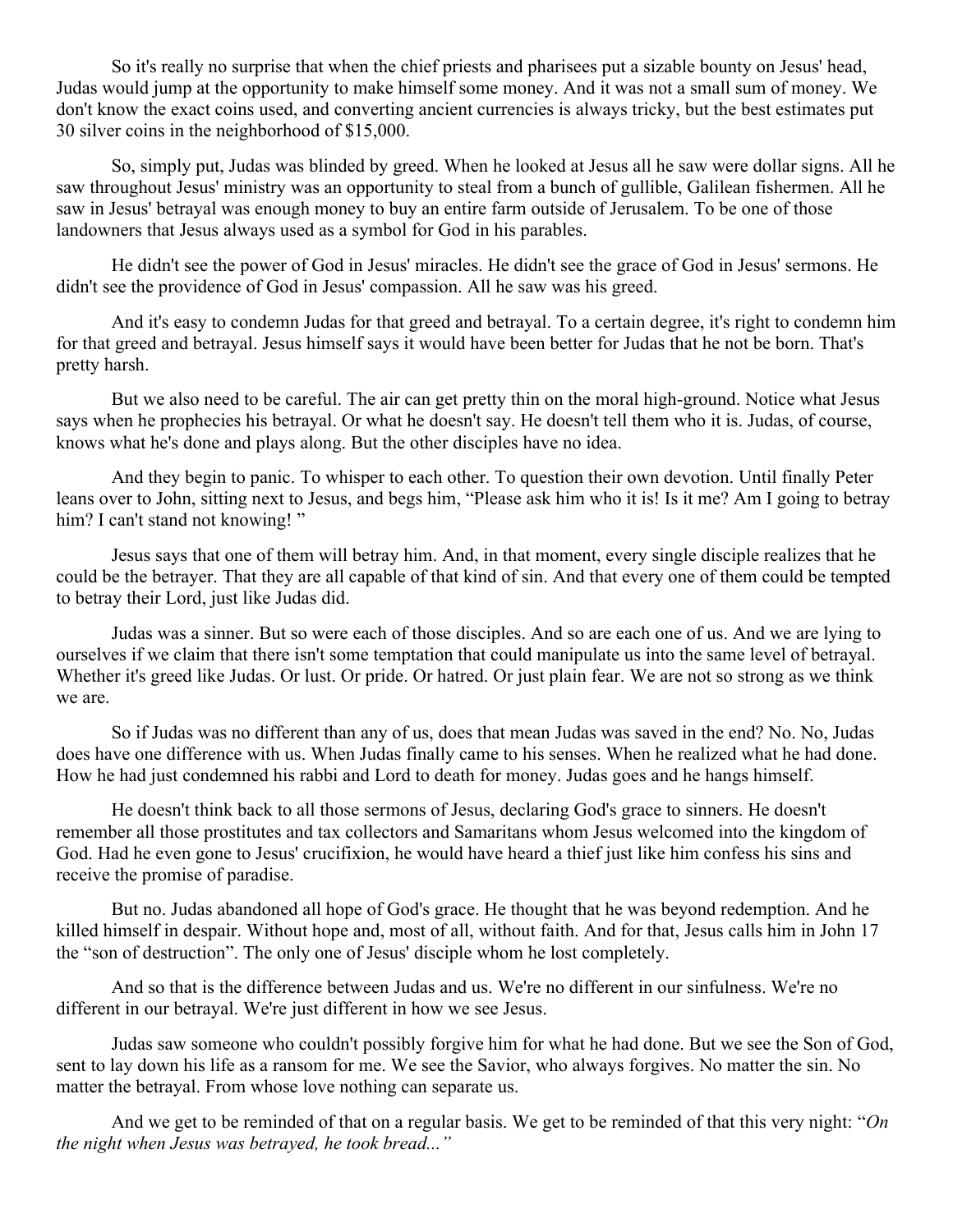So it's really no surprise that when the chief priests and pharisees put a sizable bounty on Jesus' head, Judas would jump at the opportunity to make himself some money. And it was not a small sum of money. We don't know the exact coins used, and converting ancient currencies is always tricky, but the best estimates put 30 silver coins in the neighborhood of $15,000.

So, simply put, Judas was blinded by greed. When he looked at Jesus all he saw were dollar signs. All he saw throughout Jesus' ministry was an opportunity to steal from a bunch of gullible, Galilean fishermen. All he saw in Jesus' betrayal was enough money to buy an entire farm outside of Jerusalem. To be one of those landowners that Jesus always used as a symbol for God in his parables.

He didn't see the power of God in Jesus' miracles. He didn't see the grace of God in Jesus' sermons. He didn't see the providence of God in Jesus' compassion. All he saw was his greed.

And it's easy to condemn Judas for that greed and betrayal. To a certain degree, it's right to condemn him for that greed and betrayal. Jesus himself says it would have been better for Judas that he not be born. That's pretty harsh.

But we also need to be careful. The air can get pretty thin on the moral high-ground. Notice what Jesus says when he prophecies his betrayal. Or what he doesn't say. He doesn't tell them who it is. Judas, of course, knows what he's done and plays along. But the other disciples have no idea.

And they begin to panic. To whisper to each other. To question their own devotion. Until finally Peter leans over to John, sitting next to Jesus, and begs him, "Please ask him who it is! Is it me? Am I going to betray him? I can't stand not knowing! "

Jesus says that one of them will betray him. And, in that moment, every single disciple realizes that he could be the betrayer. That they are all capable of that kind of sin. And that every one of them could be tempted to betray their Lord, just like Judas did.

Judas was a sinner. But so were each of those disciples. And so are each one of us. And we are lying to ourselves if we claim that there isn't some temptation that could manipulate us into the same level of betrayal. Whether it's greed like Judas. Or lust. Or pride. Or hatred. Or just plain fear. We are not so strong as we think we are.

So if Judas was no different than any of us, does that mean Judas was saved in the end? No. No, Judas does have one difference with us. When Judas finally came to his senses. When he realized what he had done. How he had just condemned his rabbi and Lord to death for money. Judas goes and he hangs himself.

He doesn't think back to all those sermons of Jesus, declaring God's grace to sinners. He doesn't remember all those prostitutes and tax collectors and Samaritans whom Jesus welcomed into the kingdom of God. Had he even gone to Jesus' crucifixion, he would have heard a thief just like him confess his sins and receive the promise of paradise.

But no. Judas abandoned all hope of God's grace. He thought that he was beyond redemption. And he killed himself in despair. Without hope and, most of all, without faith. And for that, Jesus calls him in John 17 the "son of destruction". The only one of Jesus' disciple whom he lost completely.

And so that is the difference between Judas and us. We're no different in our sinfulness. We're no different in our betrayal. We're just different in how we see Jesus.

Judas saw someone who couldn't possibly forgive him for what he had done. But we see the Son of God, sent to lay down his life as a ransom for me. We see the Savior, who always forgives. No matter the sin. No matter the betrayal. From whose love nothing can separate us.

And we get to be reminded of that on a regular basis. We get to be reminded of that this very night: "*On the night when Jesus was betrayed, he took bread...*"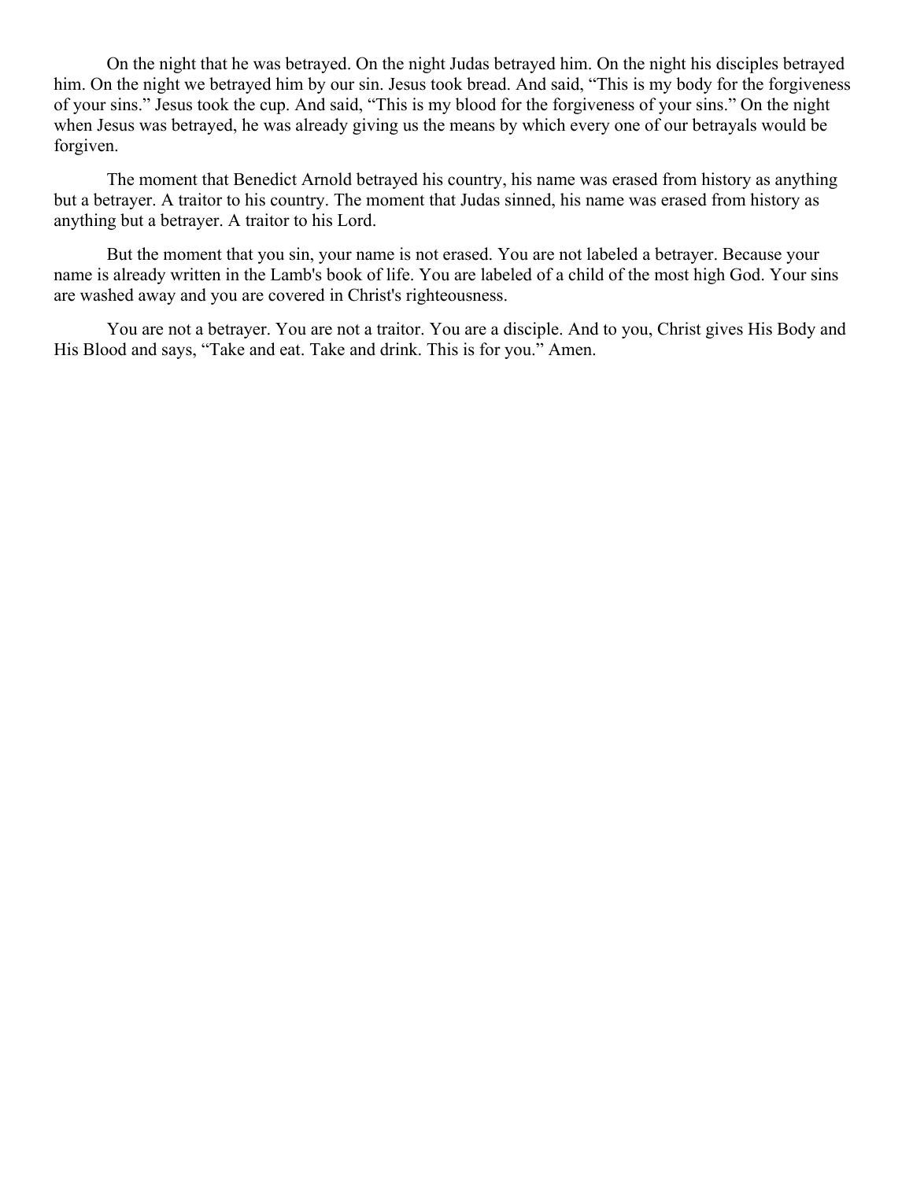On the night that he was betrayed. On the night Judas betrayed him. On the night his disciples betrayed him. On the night we betrayed him by our sin. Jesus took bread. And said, “This is my body for the forgiveness of your sins.” Jesus took the cup. And said, “This is my blood for the forgiveness of your sins.” On the night when Jesus was betrayed, he was already giving us the means by which every one of our betrayals would be forgiven.

The moment that Benedict Arnold betrayed his country, his name was erased from history as anything but a betrayer. A traitor to his country. The moment that Judas sinned, his name was erased from history as anything but a betrayer. A traitor to his Lord.

But the moment that you sin, your name is not erased. You are not labeled a betrayer. Because your name is already written in the Lamb's book of life. You are labeled of a child of the most high God. Your sins are washed away and you are covered in Christ's righteousness.

You are not a betrayer. You are not a traitor. You are a disciple. And to you, Christ gives His Body and His Blood and says, “Take and eat. Take and drink. This is for you.” Amen.